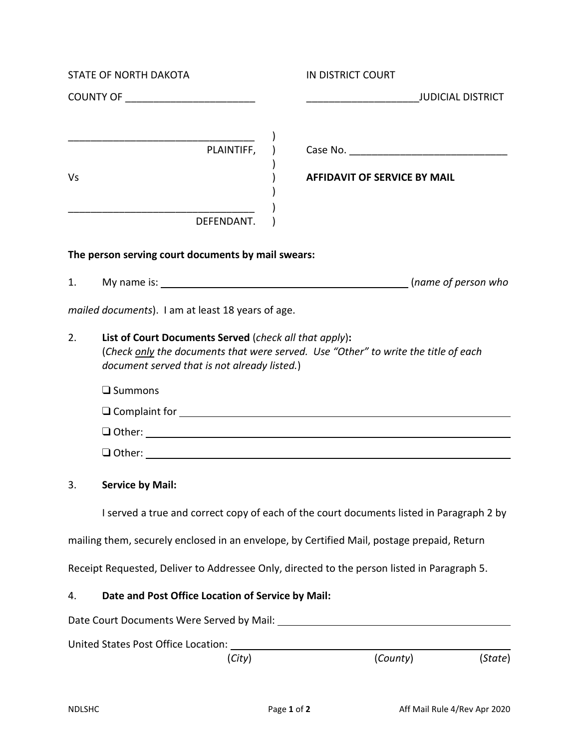STATE OF NORTH DAKOTA IN DISTRICT COURT

COUNTY OF _______________________ ____________________JUDICIAL DISTRICT

| | | |
|---|---|---|
| __________________________________ PLAINTIFF, | ) ) | Case No. ____________________________ |
| Vs | ) ) ) | **AFFIDAVIT OF SERVICE BY MAIL** |
| __________________________________ DEFENDANT. | ) ) | |

**The person serving court documents by mail swears:**

1. My name is: ____________________________________________ (*name of person who mailed documents*). I am at least 18 years of age.

2. **List of Court Documents Served** (*check all that apply*)**:**
   (*Check only the documents that were served. Use "Other" to write the title of each document served that is not already listed.*)

   ❑ Summons

   ❑ Complaint for ____________________________________________

   ❑ Other: ____________________________________________

   ❑ Other: ____________________________________________

3. **Service by Mail:**

   I served a true and correct copy of each of the court documents listed in Paragraph 2 by mailing them, securely enclosed in an envelope, by Certified Mail, postage prepaid, Return Receipt Requested, Deliver to Addressee Only, directed to the person listed in Paragraph 5.

4. **Date and Post Office Location of Service by Mail:**

Date Court Documents Were Served by Mail: ____________________________________________

United States Post Office Location: ____________________________________________
(*City*) (*County*) (*State*)

NDLSHC Aff Mail Rule 4/Rev Apr 2020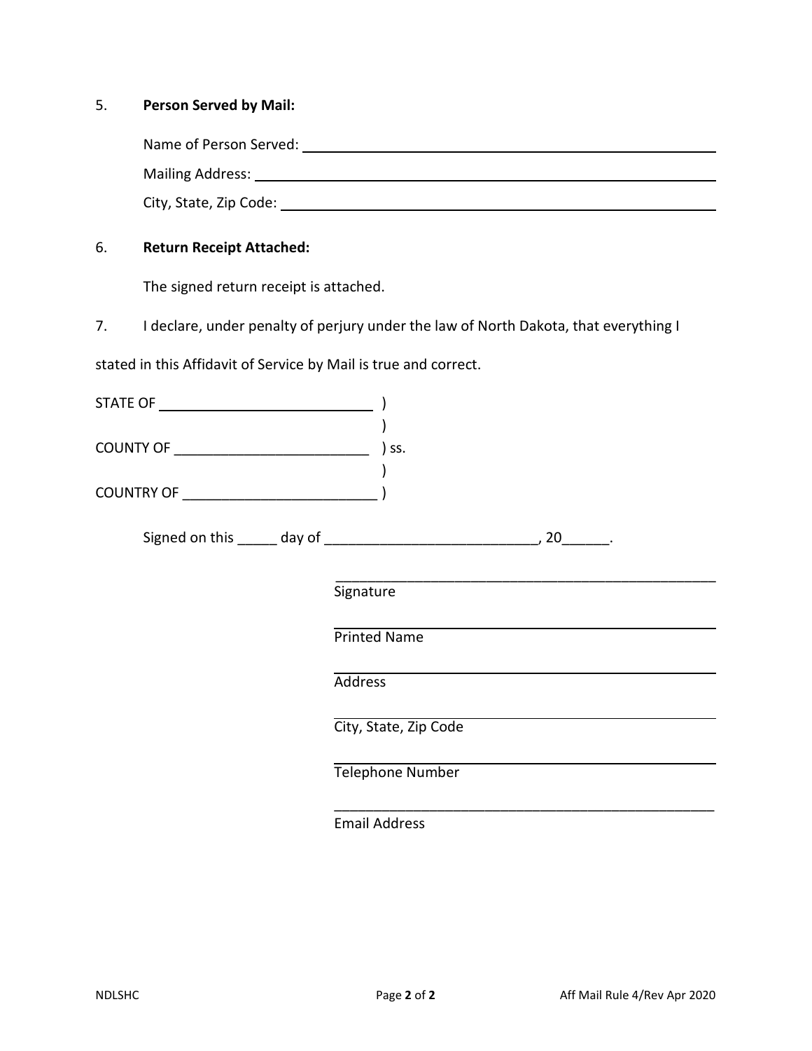5. **Person Served by Mail:**

Name of Person Served: ______________________________________________

Mailing Address: ______________________________________________

City, State, Zip Code: ______________________________________________

6. **Return Receipt Attached:**

The signed return receipt is attached.

7. I declare, under penalty of perjury under the law of North Dakota, that everything I stated in this Affidavit of Service by Mail is true and correct.

STATE OF ________________________ )
)
COUNTY OF ________________________ ) ss.
)
COUNTRY OF ________________________ )

Signed on this _____ day of __________________________, 20______.

__________________________________________________
Signature

__________________________________________________
Printed Name

__________________________________________________
Address

__________________________________________________
City, State, Zip Code

__________________________________________________
Telephone Number

__________________________________________________
Email Address